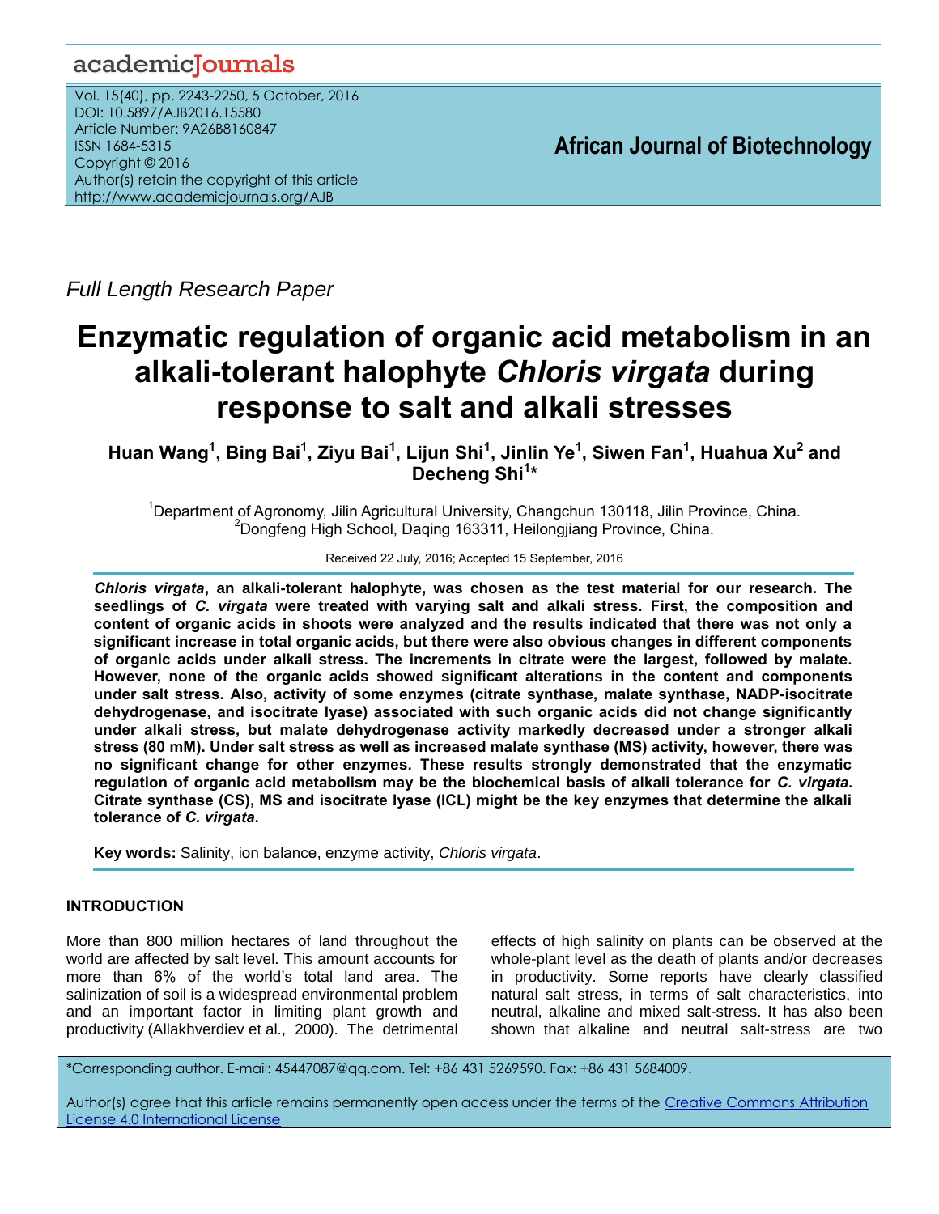Full Length Research Paper

# Enzymatic regulation of organic acid metabolism in an alkali-tolerant halophyte *Chloris virgata* during response to salt and alkali stresses

**Huan Wang[1], Bing Bai[1], Ziyu Bai[1], Lijun Shi[1], Jinlin Ye[1], Siwen Fan[1], Huahua Xu[2] and Decheng Shi[1]***

[1]Department of Agronomy, Jilin Agricultural University, Changchun 130118, Jilin Province, China.
[2]Dongfeng High School, Daqing 163311, Heilongjiang Province, China.

Received 22 July, 2016; Accepted 15 September, 2016

***Chloris virgata*, an alkali-tolerant halophyte, was chosen as the test material for our research. The seedlings of *C. virgata* were treated with varying salt and alkali stress. First, the composition and content of organic acids in shoots were analyzed and the results indicated that there was not only a significant increase in total organic acids, but there were also obvious changes in different components of organic acids under alkali stress. The increments in citrate were the largest, followed by malate. However, none of the organic acids showed significant alterations in the content and components under salt stress. Also, activity of some enzymes (citrate synthase, malate synthase, NADP-isocitrate dehydrogenase, and isocitrate lyase) associated with such organic acids did not change significantly under alkali stress, but malate dehydrogenase activity markedly decreased under a stronger alkali stress (80 mM). Under salt stress as well as increased malate synthase (MS) activity, however, there was no significant change for other enzymes. These results strongly demonstrated that the enzymatic regulation of organic acid metabolism may be the biochemical basis of alkali tolerance for *C. virgata*. Citrate synthase (CS), MS and isocitrate lyase (ICL) might be the key enzymes that determine the alkali tolerance of *C. virgata*.**

**Key words:** Salinity, ion balance, enzyme activity, *Chloris virgata*.

## INTRODUCTION

More than 800 million hectares of land throughout the world are affected by salt level. This amount accounts for more than 6% of the world's total land area. The salinization of soil is a widespread environmental problem and an important factor in limiting plant growth and productivity (Allakhverdiev et al., 2000). The detrimental effects of high salinity on plants can be observed at the whole-plant level as the death of plants and/or decreases in productivity. Some reports have clearly classified natural salt stress, in terms of salt characteristics, into neutral, alkaline and mixed salt-stress. It has also been shown that alkaline and neutral salt-stress are two

*Corresponding author. E-mail: 45447087@qq.com. Tel: +86 431 5269590. Fax: +86 431 5684009.

Author(s) agree that this article remains permanently open access under the terms of the Creative Commons Attribution License 4.0 International License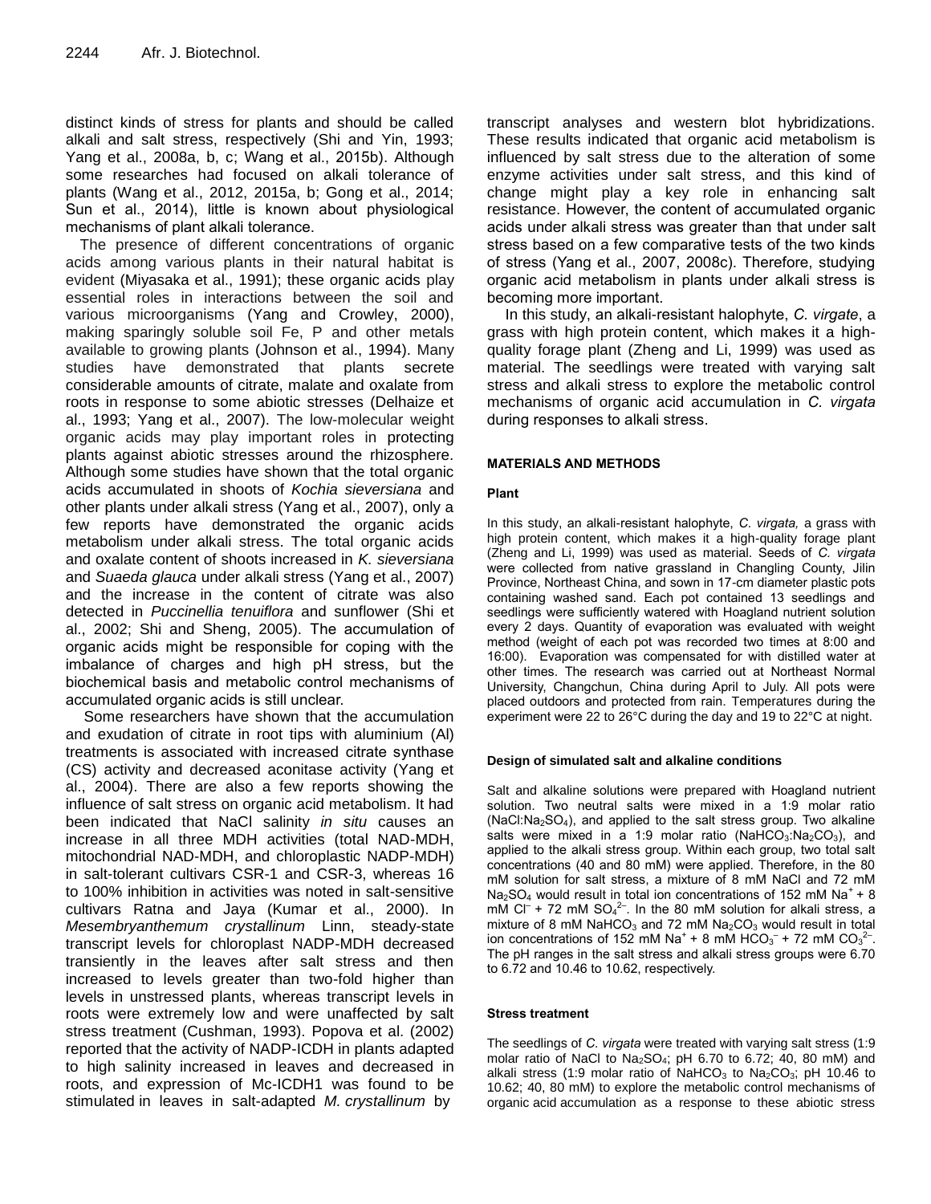distinct kinds of stress for plants and should be called alkali and salt stress, respectively (Shi and Yin, 1993; Yang et al., 2008a, b, c; Wang et al., 2015b). Although some researches had focused on alkali tolerance of plants (Wang et al., 2012, 2015a, b; Gong et al., 2014; Sun et al., 2014), little is known about physiological mechanisms of plant alkali tolerance.

The presence of different concentrations of organic acids among various plants in their natural habitat is evident (Miyasaka et al., 1991); these organic acids play essential roles in interactions between the soil and various microorganisms (Yang and Crowley, 2000), making sparingly soluble soil Fe, P and other metals available to growing plants (Johnson et al., 1994). Many studies have demonstrated that plants secrete considerable amounts of citrate, malate and oxalate from roots in response to some abiotic stresses (Delhaize et al., 1993; Yang et al., 2007). The low-molecular weight organic acids may play important roles in protecting plants against abiotic stresses around the rhizosphere. Although some studies have shown that the total organic acids accumulated in shoots of *Kochia sieversiana* and other plants under alkali stress (Yang et al., 2007), only a few reports have demonstrated the organic acids metabolism under alkali stress. The total organic acids and oxalate content of shoots increased in *K. sieversiana* and *Suaeda glauca* under alkali stress (Yang et al., 2007) and the increase in the content of citrate was also detected in *Puccinellia tenuiflora* and sunflower (Shi et al., 2002; Shi and Sheng, 2005). The accumulation of organic acids might be responsible for coping with the imbalance of charges and high pH stress, but the biochemical basis and metabolic control mechanisms of accumulated organic acids is still unclear.

Some researchers have shown that the accumulation and exudation of citrate in root tips with aluminium (Al) treatments is associated with increased citrate synthase (CS) activity and decreased aconitase activity (Yang et al., 2004). There are also a few reports showing the influence of salt stress on organic acid metabolism. It had been indicated that NaCl salinity *in situ* causes an increase in all three MDH activities (total NAD-MDH, mitochondrial NAD-MDH, and chloroplastic NADP-MDH) in salt-tolerant cultivars CSR-1 and CSR-3, whereas 16 to 100% inhibition in activities was noted in salt-sensitive cultivars Ratna and Jaya (Kumar et al., 2000). In *Mesembryanthemum crystallinum* Linn, steady-state transcript levels for chloroplast NADP-MDH decreased transiently in the leaves after salt stress and then increased to levels greater than two-fold higher than levels in unstressed plants, whereas transcript levels in roots were extremely low and were unaffected by salt stress treatment (Cushman, 1993). Popova et al. (2002) reported that the activity of NADP-ICDH in plants adapted to high salinity increased in leaves and decreased in roots, and expression of Mc-ICDH1 was found to be stimulated in leaves in salt-adapted *M. crystallinum* by transcript analyses and western blot hybridizations. These results indicated that organic acid metabolism is influenced by salt stress due to the alteration of some enzyme activities under salt stress, and this kind of change might play a key role in enhancing salt resistance. However, the content of accumulated organic acids under alkali stress was greater than that under salt stress based on a few comparative tests of the two kinds of stress (Yang et al., 2007, 2008c). Therefore, studying organic acid metabolism in plants under alkali stress is becoming more important.

In this study, an alkali-resistant halophyte, *C. virgate*, a grass with high protein content, which makes it a high-quality forage plant (Zheng and Li, 1999) was used as material. The seedlings were treated with varying salt stress and alkali stress to explore the metabolic control mechanisms of organic acid accumulation in *C. virgata* during responses to alkali stress.

## MATERIALS AND METHODS

### Plant

In this study, an alkali-resistant halophyte, *C. virgata,* a grass with high protein content, which makes it a high-quality forage plant (Zheng and Li, 1999) was used as material. Seeds of *C. virgata* were collected from native grassland in Changling County, Jilin Province, Northeast China, and sown in 17-cm diameter plastic pots containing washed sand. Each pot contained 13 seedlings and seedlings were sufficiently watered with Hoagland nutrient solution every 2 days. Quantity of evaporation was evaluated with weight method (weight of each pot was recorded two times at 8:00 and 16:00). Evaporation was compensated for with distilled water at other times. The research was carried out at Northeast Normal University, Changchun, China during April to July. All pots were placed outdoors and protected from rain. Temperatures during the experiment were 22 to 26°C during the day and 19 to 22°C at night.

### Design of simulated salt and alkaline conditions

Salt and alkaline solutions were prepared with Hoagland nutrient solution. Two neutral salts were mixed in a 1:9 molar ratio ($NaCl$:$Na_2SO_4$), and applied to the salt stress group. Two alkaline salts were mixed in a 1:9 molar ratio ($NaHCO_3$:$Na_2CO_3$), and applied to the alkali stress group. Within each group, two total salt concentrations (40 and 80 mM) were applied. Therefore, in the 80 mM solution for salt stress, a mixture of 8 mM NaCl and 72 mM $Na_2SO_4$ would result in total ion concentrations of 152 mM $Na^+$ + 8 mM $Cl^-$ + 72 mM $SO_4^{2-}$. In the 80 mM solution for alkali stress, a mixture of 8 mM $NaHCO_3$ and 72 mM $Na_2CO_3$ would result in total ion concentrations of 152 mM $Na^+$ + 8 mM $HCO_3^-$ + 72 mM $CO_3^{2-}$. The pH ranges in the salt stress and alkali stress groups were 6.70 to 6.72 and 10.46 to 10.62, respectively.

### Stress treatment

The seedlings of *C. virgata* were treated with varying salt stress (1:9 molar ratio of NaCl to $Na_2SO_4$; pH 6.70 to 6.72; 40, 80 mM) and alkali stress (1:9 molar ratio of $NaHCO_3$ to $Na_2CO_3$; pH 10.46 to 10.62; 40, 80 mM) to explore the metabolic control mechanisms of organic acid accumulation as a response to these abiotic stress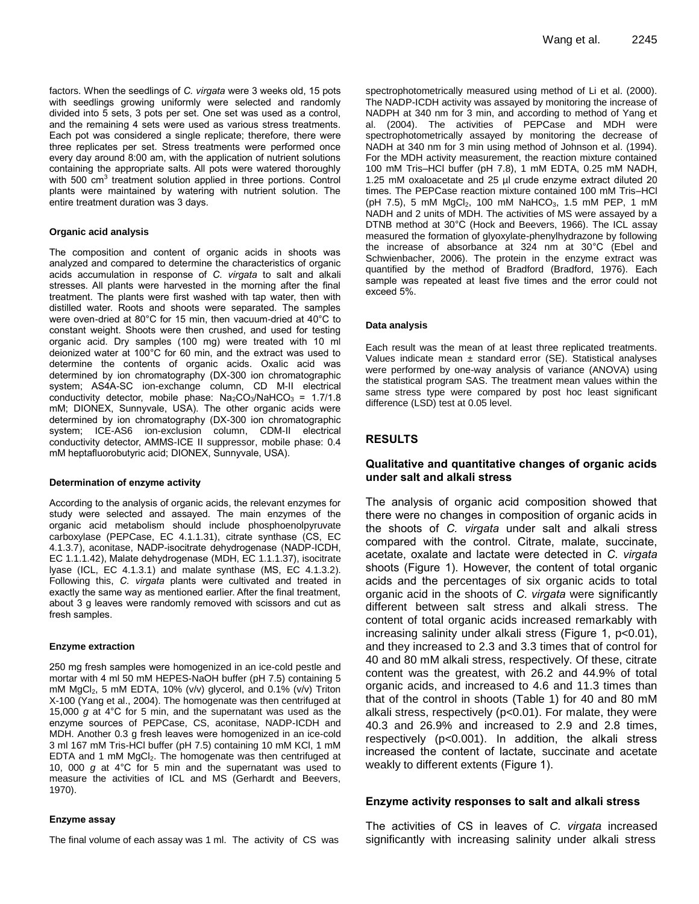factors. When the seedlings of *C. virgata* were 3 weeks old, 15 pots with seedlings growing uniformly were selected and randomly divided into 5 sets, 3 pots per set. One set was used as a control, and the remaining 4 sets were used as various stress treatments. Each pot was considered a single replicate; therefore, there were three replicates per set. Stress treatments were performed once every day around 8:00 am, with the application of nutrient solutions containing the appropriate salts. All pots were watered thoroughly with 500 $cm^3$ treatment solution applied in three portions. Control plants were maintained by watering with nutrient solution. The entire treatment duration was 3 days.

#### Organic acid analysis

The composition and content of organic acids in shoots was analyzed and compared to determine the characteristics of organic acids accumulation in response of *C. virgata* to salt and alkali stresses. All plants were harvested in the morning after the final treatment. The plants were first washed with tap water, then with distilled water. Roots and shoots were separated. The samples were oven-dried at 80°C for 15 min, then vacuum-dried at 40°C to constant weight. Shoots were then crushed, and used for testing organic acid. Dry samples (100 mg) were treated with 10 ml deionized water at 100°C for 60 min, and the extract was used to determine the contents of organic acids. Oxalic acid was determined by ion chromatography (DX-300 ion chromatographic system; AS4A-SC ion-exchange column, CD M-II electrical conductivity detector, mobile phase: $Na_2CO_3/NaHCO_3$ = 1.7/1.8 mM; DIONEX, Sunnyvale, USA). The other organic acids were determined by ion chromatography (DX-300 ion chromatographic system; ICE-AS6 ion-exclusion column, CDM-II electrical conductivity detector, AMMS-ICE II suppressor, mobile phase: 0.4 mM heptafluorobutyric acid; DIONEX, Sunnyvale, USA).

#### Determination of enzyme activity

According to the analysis of organic acids, the relevant enzymes for study were selected and assayed. The main enzymes of the organic acid metabolism should include phosphoenolpyruvate carboxylase (PEPCase, EC 4.1.1.31), citrate synthase (CS, EC 4.1.3.7), aconitase, NADP-isocitrate dehydrogenase (NADP-ICDH, EC 1.1.1.42), Malate dehydrogenase (MDH, EC 1.1.1.37), isocitrate lyase (ICL, EC 4.1.3.1) and malate synthase (MS, EC 4.1.3.2). Following this, *C. virgata* plants were cultivated and treated in exactly the same way as mentioned earlier. After the final treatment, about 3 g leaves were randomly removed with scissors and cut as fresh samples.

#### Enzyme extraction

250 mg fresh samples were homogenized in an ice-cold pestle and mortar with 4 ml 50 mM HEPES-NaOH buffer (pH 7.5) containing 5 mM $MgCl_2$, 5 mM EDTA, 10% (v/v) glycerol, and 0.1% (v/v) Triton X-100 (Yang et al., 2004). The homogenate was then centrifuged at 15,000 *g* at 4°C for 5 min, and the supernatant was used as the enzyme sources of PEPCase, CS, aconitase, NADP-ICDH and MDH. Another 0.3 g fresh leaves were homogenized in an ice-cold 3 ml 167 mM Tris-HCl buffer (pH 7.5) containing 10 mM KCl, 1 mM EDTA and 1 mM $MgCl_2$. The homogenate was then centrifuged at 10, 000 *g* at 4°C for 5 min and the supernatant was used to measure the activities of ICL and MS (Gerhardt and Beevers, 1970).

#### Enzyme assay

The final volume of each assay was 1 ml. The activity of CS was spectrophotometrically measured using method of Li et al. (2000). The NADP-ICDH activity was assayed by monitoring the increase of NADPH at 340 nm for 3 min, and according to method of Yang et al. (2004). The activities of PEPCase and MDH were spectrophotometrically assayed by monitoring the decrease of NADH at 340 nm for 3 min using method of Johnson et al. (1994). For the MDH activity measurement, the reaction mixture contained 100 mM Tris–HCl buffer (pH 7.8), 1 mM EDTA, 0.25 mM NADH, 1.25 mM oxaloacetate and 25 µl crude enzyme extract diluted 20 times. The PEPCase reaction mixture contained 100 mM Tris–HCl (pH 7.5), 5 mM $MgCl_2$, 100 mM $NaHCO_3$, 1.5 mM PEP, 1 mM NADH and 2 units of MDH. The activities of MS were assayed by a DTNB method at 30°C (Hock and Beevers, 1966). The ICL assay measured the formation of glyoxylate-phenylhydrazone by following the increase of absorbance at 324 nm at 30°C (Ebel and Schwienbacher, 2006). The protein in the enzyme extract was quantified by the method of Bradford (Bradford, 1976). Each sample was repeated at least five times and the error could not exceed 5%.

#### Data analysis

Each result was the mean of at least three replicated treatments. Values indicate mean ± standard error (SE). Statistical analyses were performed by one-way analysis of variance (ANOVA) using the statistical program SAS. The treatment mean values within the same stress type were compared by post hoc least significant difference (LSD) test at 0.05 level.

## RESULTS

### Qualitative and quantitative changes of organic acids under salt and alkali stress

The analysis of organic acid composition showed that there were no changes in composition of organic acids in the shoots of *C. virgata* under salt and alkali stress compared with the control. Citrate, malate, succinate, acetate, oxalate and lactate were detected in *C. virgata* shoots (Figure 1). However, the content of total organic acids and the percentages of six organic acids to total organic acid in the shoots of *C. virgata* were significantly different between salt stress and alkali stress. The content of total organic acids increased remarkably with increasing salinity under alkali stress (Figure 1, $p<0.01$), and they increased to 2.3 and 3.3 times that of control for 40 and 80 mM alkali stress, respectively. Of these, citrate content was the greatest, with 26.2 and 44.9% of total organic acids, and increased to 4.6 and 11.3 times than that of the control in shoots (Table 1) for 40 and 80 mM alkali stress, respectively ($p<0.01$). For malate, they were 40.3 and 26.9% and increased to 2.9 and 2.8 times, respectively ($p<0.001$). In addition, the alkali stress increased the content of lactate, succinate and acetate weakly to different extents (Figure 1).

### Enzyme activity responses to salt and alkali stress

The activities of CS in leaves of *C. virgata* increased significantly with increasing salinity under alkali stress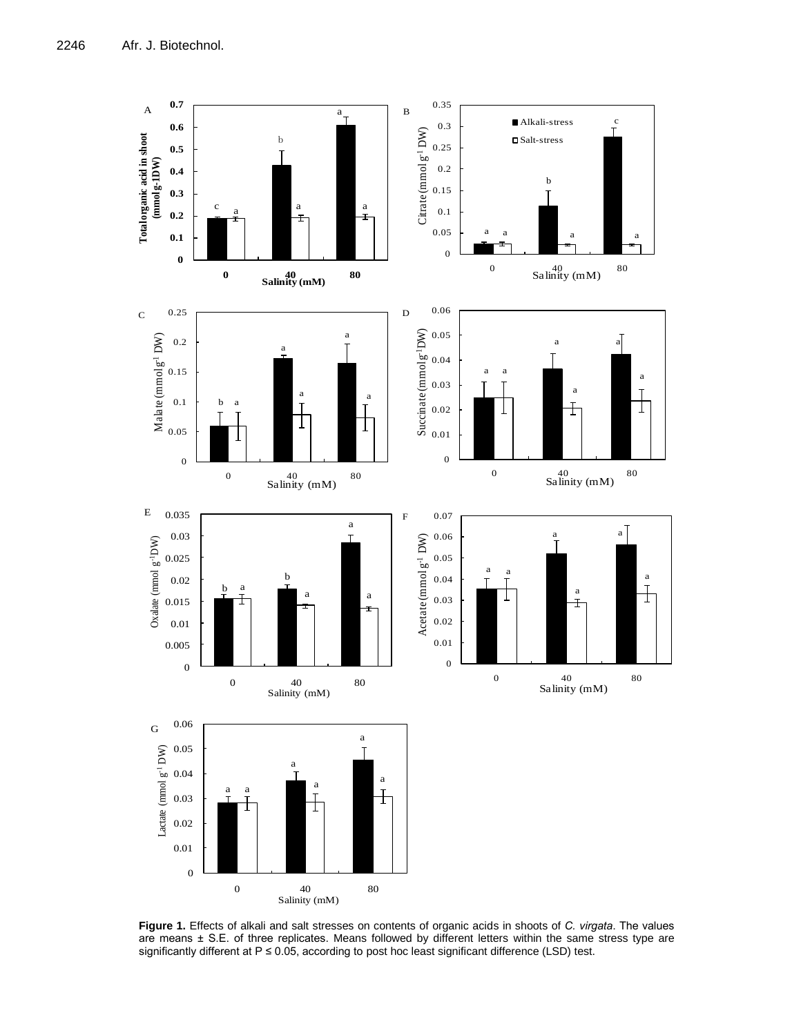**Figure 1.** Effects of alkali and salt stresses on contents of organic acids in shoots of *C. virgata*. The values are means ± S.E. of three replicates. Means followed by different letters within the same stress type are significantly different at P ≤ 0.05, according to post hoc least significant difference (LSD) test.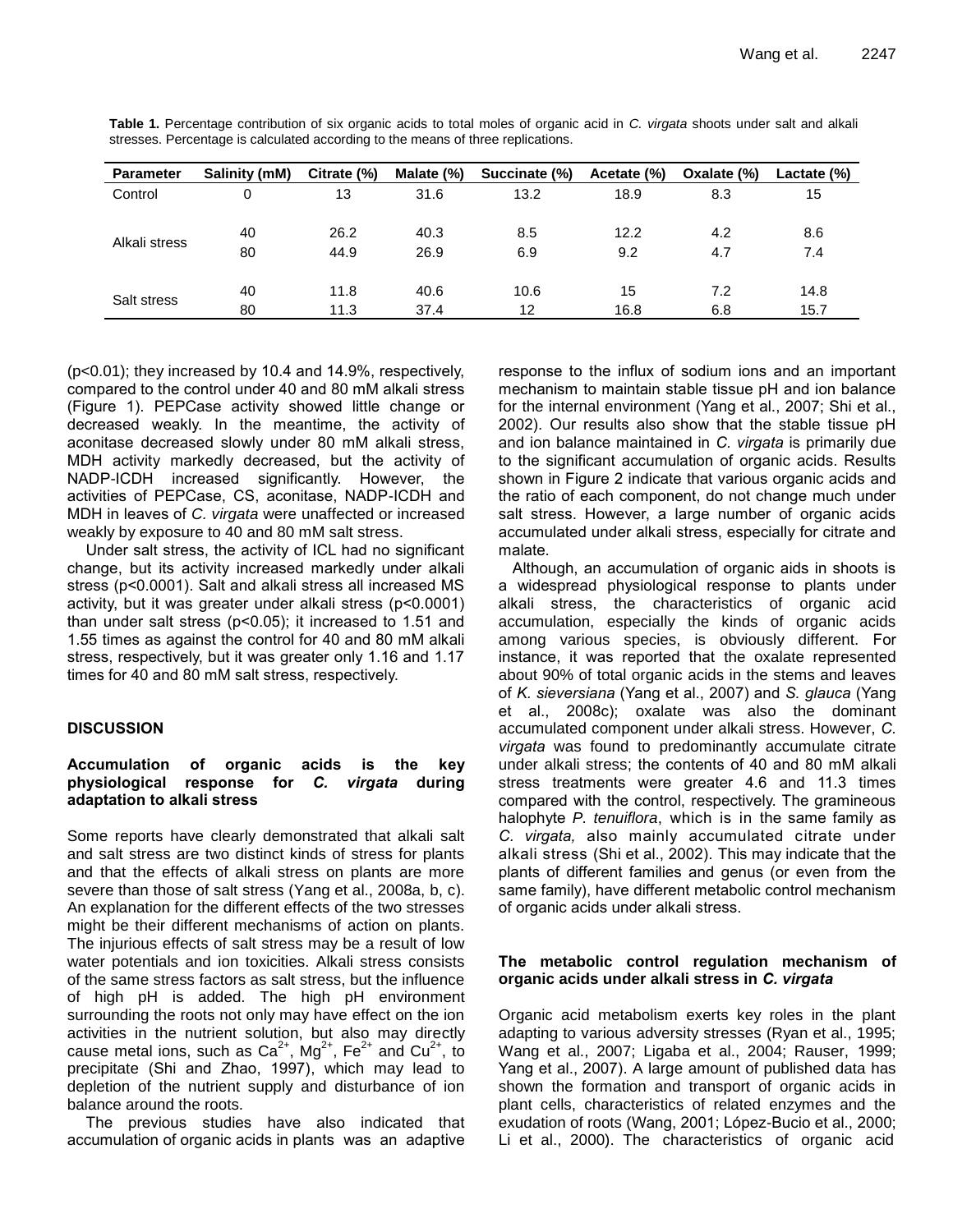**Table 1.** Percentage contribution of six organic acids to total moles of organic acid in *C. virgata* shoots under salt and alkali stresses. Percentage is calculated according to the means of three replications.

| Parameter | Salinity (mM) | Citrate (%) | Malate (%) | Succinate (%) | Acetate (%) | Oxalate (%) | Lactate (%) |
|---|---|---|---|---|---|---|---|
| Control | 0 | 13 | 31.6 | 13.2 | 18.9 | 8.3 | 15 |
| Alkali stress | 40 | 26.2 | 40.3 | 8.5 | 12.2 | 4.2 | 8.6 |
| | 80 | 44.9 | 26.9 | 6.9 | 9.2 | 4.7 | 7.4 |
| Salt stress | 40 | 11.8 | 40.6 | 10.6 | 15 | 7.2 | 14.8 |
| | 80 | 11.3 | 37.4 | 12 | 16.8 | 6.8 | 15.7 |

($p<0.01$); they increased by 10.4 and 14.9%, respectively, compared to the control under 40 and 80 mM alkali stress (Figure 1). PEPCase activity showed little change or decreased weakly. In the meantime, the activity of aconitase decreased slowly under 80 mM alkali stress, MDH activity markedly decreased, but the activity of NADP-ICDH increased significantly. However, the activities of PEPCase, CS, aconitase, NADP-ICDH and MDH in leaves of *C. virgata* were unaffected or increased weakly by exposure to 40 and 80 mM salt stress.

Under salt stress, the activity of ICL had no significant change, but its activity increased markedly under alkali stress ($p<0.0001$). Salt and alkali stress all increased MS activity, but it was greater under alkali stress ($p<0.0001$) than under salt stress ($p<0.05$); it increased to 1.51 and 1.55 times as against the control for 40 and 80 mM alkali stress, respectively, but it was greater only 1.16 and 1.17 times for 40 and 80 mM salt stress, respectively.

## DISCUSSION

### Accumulation of organic acids is the key physiological response for *C. virgata* during adaptation to alkali stress

Some reports have clearly demonstrated that alkali salt and salt stress are two distinct kinds of stress for plants and that the effects of alkali stress on plants are more severe than those of salt stress (Yang et al., 2008a, b, c). An explanation for the different effects of the two stresses might be their different mechanisms of action on plants. The injurious effects of salt stress may be a result of low water potentials and ion toxicities. Alkali stress consists of the same stress factors as salt stress, but the influence of high pH is added. The high pH environment surrounding the roots not only may have effect on the ion activities in the nutrient solution, but also may directly cause metal ions, such as $Ca^{2+}$, $Mg^{2+}$, $Fe^{2+}$ and $Cu^{2+}$, to precipitate (Shi and Zhao, 1997), which may lead to depletion of the nutrient supply and disturbance of ion balance around the roots.

The previous studies have also indicated that accumulation of organic acids in plants was an adaptive response to the influx of sodium ions and an important mechanism to maintain stable tissue pH and ion balance for the internal environment (Yang et al., 2007; Shi et al., 2002). Our results also show that the stable tissue pH and ion balance maintained in *C. virgata* is primarily due to the significant accumulation of organic acids. Results shown in Figure 2 indicate that various organic acids and the ratio of each component, do not change much under salt stress. However, a large number of organic acids accumulated under alkali stress, especially for citrate and malate.

Although, an accumulation of organic aids in shoots is a widespread physiological response to plants under alkali stress, the characteristics of organic acid accumulation, especially the kinds of organic acids among various species, is obviously different. For instance, it was reported that the oxalate represented about 90% of total organic acids in the stems and leaves of *K. sieversiana* (Yang et al., 2007) and *S. glauca* (Yang et al., 2008c); oxalate was also the dominant accumulated component under alkali stress. However, *C. virgata* was found to predominantly accumulate citrate under alkali stress; the contents of 40 and 80 mM alkali stress treatments were greater 4.6 and 11.3 times compared with the control, respectively. The gramineous halophyte *P. tenuiflora*, which is in the same family as *C. virgata,* also mainly accumulated citrate under alkali stress (Shi et al., 2002). This may indicate that the plants of different families and genus (or even from the same family), have different metabolic control mechanism of organic acids under alkali stress.

### The metabolic control regulation mechanism of organic acids under alkali stress in *C. virgata*

Organic acid metabolism exerts key roles in the plant adapting to various adversity stresses (Ryan et al., 1995; Wang et al., 2007; Ligaba et al., 2004; Rauser, 1999; Yang et al., 2007). A large amount of published data has shown the formation and transport of organic acids in plant cells, characteristics of related enzymes and the exudation of roots (Wang, 2001; López-Bucio et al., 2000; Li et al., 2000). The characteristics of organic acid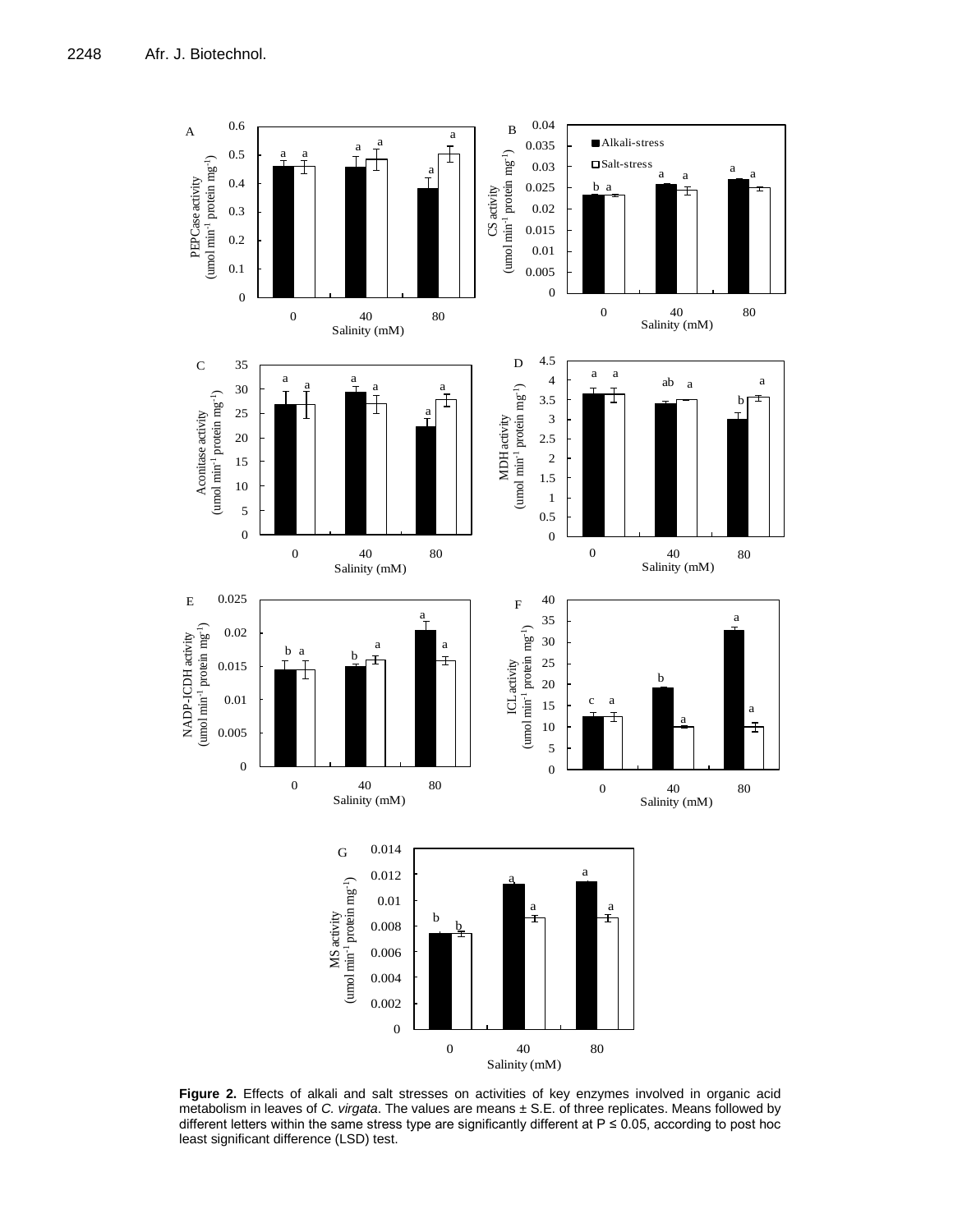**Figure 2.** Effects of alkali and salt stresses on activities of key enzymes involved in organic acid metabolism in leaves of *C. virgata*. The values are means ± S.E. of three replicates. Means followed by different letters within the same stress type are significantly different at P ≤ 0.05, according to post hoc least significant difference (LSD) test.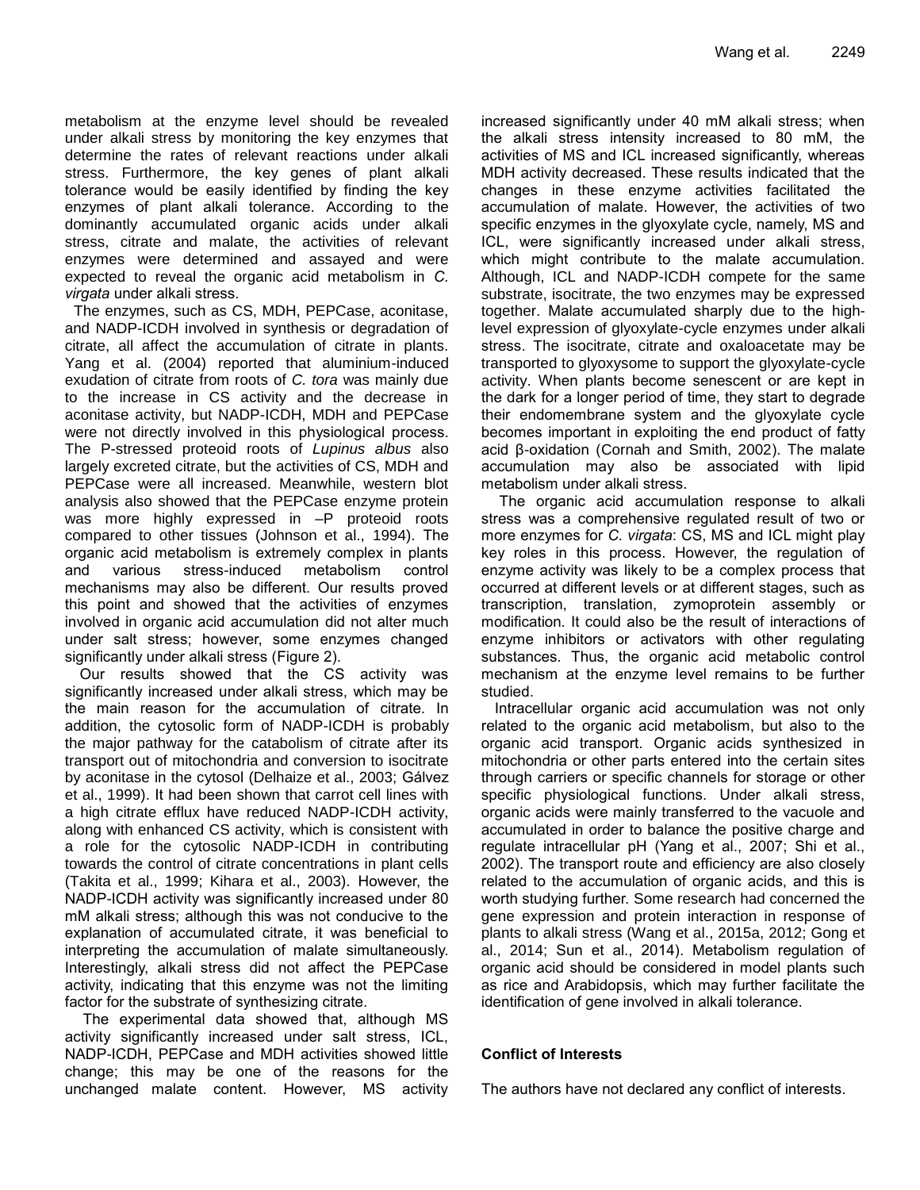metabolism at the enzyme level should be revealed under alkali stress by monitoring the key enzymes that determine the rates of relevant reactions under alkali stress. Furthermore, the key genes of plant alkali tolerance would be easily identified by finding the key enzymes of plant alkali tolerance. According to the dominantly accumulated organic acids under alkali stress, citrate and malate, the activities of relevant enzymes were determined and assayed and were expected to reveal the organic acid metabolism in *C. virgata* under alkali stress.

The enzymes, such as CS, MDH, PEPCase, aconitase, and NADP-ICDH involved in synthesis or degradation of citrate, all affect the accumulation of citrate in plants. Yang et al. (2004) reported that aluminium-induced exudation of citrate from roots of *C. tora* was mainly due to the increase in CS activity and the decrease in aconitase activity, but NADP-ICDH, MDH and PEPCase were not directly involved in this physiological process. The P-stressed proteoid roots of *Lupinus albus* also largely excreted citrate, but the activities of CS, MDH and PEPCase were all increased. Meanwhile, western blot analysis also showed that the PEPCase enzyme protein was more highly expressed in –P proteoid roots compared to other tissues (Johnson et al., 1994). The organic acid metabolism is extremely complex in plants and various stress-induced metabolism control mechanisms may also be different. Our results proved this point and showed that the activities of enzymes involved in organic acid accumulation did not alter much under salt stress; however, some enzymes changed significantly under alkali stress (Figure 2).

Our results showed that the CS activity was significantly increased under alkali stress, which may be the main reason for the accumulation of citrate. In addition, the cytosolic form of NADP-ICDH is probably the major pathway for the catabolism of citrate after its transport out of mitochondria and conversion to isocitrate by aconitase in the cytosol (Delhaize et al., 2003; Gálvez et al., 1999). It had been shown that carrot cell lines with a high citrate efflux have reduced NADP-ICDH activity, along with enhanced CS activity, which is consistent with a role for the cytosolic NADP-ICDH in contributing towards the control of citrate concentrations in plant cells (Takita et al., 1999; Kihara et al., 2003). However, the NADP-ICDH activity was significantly increased under 80 mM alkali stress; although this was not conducive to the explanation of accumulated citrate, it was beneficial to interpreting the accumulation of malate simultaneously. Interestingly, alkali stress did not affect the PEPCase activity, indicating that this enzyme was not the limiting factor for the substrate of synthesizing citrate.

The experimental data showed that, although MS activity significantly increased under salt stress, ICL, NADP-ICDH, PEPCase and MDH activities showed little change; this may be one of the reasons for the unchanged malate content. However, MS activity increased significantly under 40 mM alkali stress; when the alkali stress intensity increased to 80 mM, the activities of MS and ICL increased significantly, whereas MDH activity decreased. These results indicated that the changes in these enzyme activities facilitated the accumulation of malate. However, the activities of two specific enzymes in the glyoxylate cycle, namely, MS and ICL, were significantly increased under alkali stress, which might contribute to the malate accumulation. Although, ICL and NADP-ICDH compete for the same substrate, isocitrate, the two enzymes may be expressed together. Malate accumulated sharply due to the high-level expression of glyoxylate-cycle enzymes under alkali stress. The isocitrate, citrate and oxaloacetate may be transported to glyoxysome to support the glyoxylate-cycle activity. When plants become senescent or are kept in the dark for a longer period of time, they start to degrade their endomembrane system and the glyoxylate cycle becomes important in exploiting the end product of fatty acid β-oxidation (Cornah and Smith, 2002). The malate accumulation may also be associated with lipid metabolism under alkali stress.

The organic acid accumulation response to alkali stress was a comprehensive regulated result of two or more enzymes for *C. virgata*: CS, MS and ICL might play key roles in this process. However, the regulation of enzyme activity was likely to be a complex process that occurred at different levels or at different stages, such as transcription, translation, zymoprotein assembly or modification. It could also be the result of interactions of enzyme inhibitors or activators with other regulating substances. Thus, the organic acid metabolic control mechanism at the enzyme level remains to be further studied.

Intracellular organic acid accumulation was not only related to the organic acid metabolism, but also to the organic acid transport. Organic acids synthesized in mitochondria or other parts entered into the certain sites through carriers or specific channels for storage or other specific physiological functions. Under alkali stress, organic acids were mainly transferred to the vacuole and accumulated in order to balance the positive charge and regulate intracellular pH (Yang et al., 2007; Shi et al., 2002). The transport route and efficiency are also closely related to the accumulation of organic acids, and this is worth studying further. Some research had concerned the gene expression and protein interaction in response of plants to alkali stress (Wang et al., 2015a, 2012; Gong et al., 2014; Sun et al., 2014). Metabolism regulation of organic acid should be considered in model plants such as rice and Arabidopsis, which may further facilitate the identification of gene involved in alkali tolerance.

## Conflict of Interests

The authors have not declared any conflict of interests.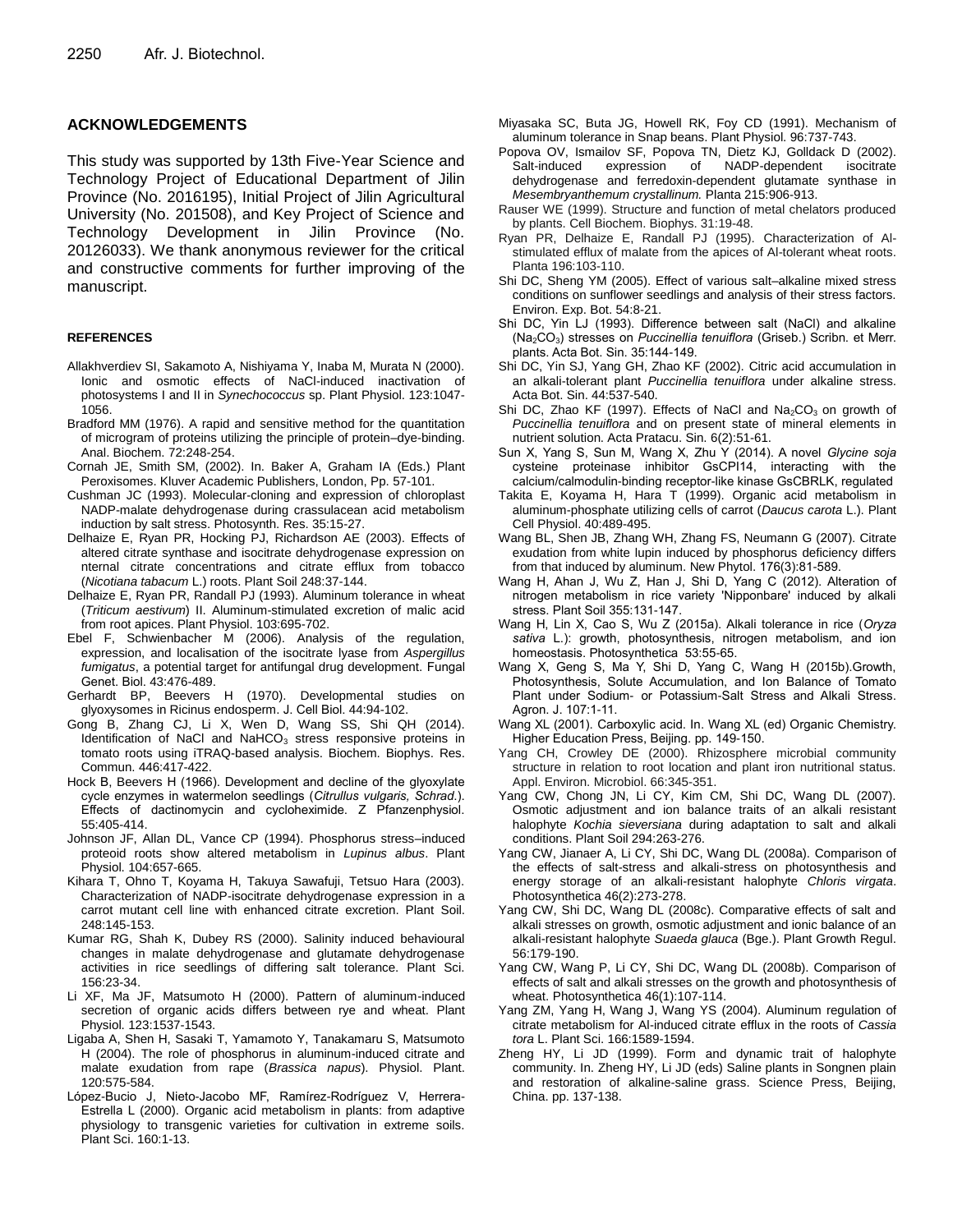## ACKNOWLEDGEMENTS

This study was supported by 13th Five-Year Science and Technology Project of Educational Department of Jilin Province (No. 2016195), Initial Project of Jilin Agricultural University (No. 201508), and Key Project of Science and Technology Development in Jilin Province (No. 20126033). We thank anonymous reviewer for the critical and constructive comments for further improving of the manuscript.

## REFERENCES

Allakhverdiev SI, Sakamoto A, Nishiyama Y, Inaba M, Murata N (2000). Ionic and osmotic effects of NaCl-induced inactivation of photosystems I and II in *Synechococcus* sp. Plant Physiol. 123:1047-1056.

Bradford MM (1976). A rapid and sensitive method for the quantitation of microgram of proteins utilizing the principle of protein–dye-binding. Anal. Biochem. 72:248-254.

Cornah JE, Smith SM, (2002). In. Baker A, Graham IA (Eds.) Plant Peroxisomes. Kluver Academic Publishers, London, Pp. 57-101.

Cushman JC (1993). Molecular-cloning and expression of chloroplast NADP-malate dehydrogenase during crassulacean acid metabolism induction by salt stress. Photosynth. Res. 35:15-27.

Delhaize E, Ryan PR, Hocking PJ, Richardson AE (2003). Effects of altered citrate synthase and isocitrate dehydrogenase expression on nternal citrate concentrations and citrate efflux from tobacco (*Nicotiana tabacum* L.) roots. Plant Soil 248:37-144.

Delhaize E, Ryan PR, Randall PJ (1993). Aluminum tolerance in wheat (*Triticum aestivum*) II. Aluminum-stimulated excretion of malic acid from root apices. Plant Physiol. 103:695-702.

Ebel F, Schwienbacher M (2006). Analysis of the regulation, expression, and localisation of the isocitrate lyase from *Aspergillus fumigatus*, a potential target for antifungal drug development. Fungal Genet. Biol. 43:476-489.

Gerhardt BP, Beevers H (1970). Developmental studies on glyoxysomes in Ricinus endosperm. J. Cell Biol. 44:94-102.

Gong B, Zhang CJ, Li X, Wen D, Wang SS, Shi QH (2014). Identification of NaCl and $NaHCO_3$ stress responsive proteins in tomato roots using iTRAQ-based analysis. Biochem. Biophys. Res. Commun. 446:417-422.

Hock B, Beevers H (1966). Development and decline of the glyoxylate cycle enzymes in watermelon seedlings (*Citrullus vulgaris, Schrad.*). Effects of dactinomycin and cycloheximide. Z Pfanzenphysiol. 55:405-414.

Johnson JF, Allan DL, Vance CP (1994). Phosphorus stress–induced proteoid roots show altered metabolism in *Lupinus albus*. Plant Physiol. 104:657-665.

Kihara T, Ohno T, Koyama H, Takuya Sawafuji, Tetsuo Hara (2003). Characterization of NADP-isocitrate dehydrogenase expression in a carrot mutant cell line with enhanced citrate excretion. Plant Soil. 248:145-153.

Kumar RG, Shah K, Dubey RS (2000). Salinity induced behavioural changes in malate dehydrogenase and glutamate dehydrogenase activities in rice seedlings of differing salt tolerance. Plant Sci. 156:23-34.

Li XF, Ma JF, Matsumoto H (2000). Pattern of aluminum-induced secretion of organic acids differs between rye and wheat. Plant Physiol. 123:1537-1543.

Ligaba A, Shen H, Sasaki T, Yamamoto Y, Tanakamaru S, Matsumoto H (2004). The role of phosphorus in aluminum-induced citrate and malate exudation from rape (*Brassica napus*). Physiol. Plant. 120:575-584.

López-Bucio J, Nieto-Jacobo MF, Ramírez-Rodríguez V, Herrera-Estrella L (2000). Organic acid metabolism in plants: from adaptive physiology to transgenic varieties for cultivation in extreme soils. Plant Sci. 160:1-13.

Miyasaka SC, Buta JG, Howell RK, Foy CD (1991). Mechanism of aluminum tolerance in Snap beans. Plant Physiol. 96:737-743.

Popova OV, Ismailov SF, Popova TN, Dietz KJ, Golldack D (2002). Salt-induced expression of NADP-dependent isocitrate dehydrogenase and ferredoxin-dependent glutamate synthase in *Mesembryanthemum crystallinum.* Planta 215:906-913.

Rauser WE (1999). Structure and function of metal chelators produced by plants. Cell Biochem. Biophys. 31:19-48.

Ryan PR, Delhaize E, Randall PJ (1995). Characterization of Al-stimulated efflux of malate from the apices of Al-tolerant wheat roots. Planta 196:103-110.

Shi DC, Sheng YM (2005). Effect of various salt–alkaline mixed stress conditions on sunflower seedlings and analysis of their stress factors. Environ. Exp. Bot. 54:8-21.

Shi DC, Yin LJ (1993). Difference between salt (NaCl) and alkaline ($Na_2CO_3$) stresses on *Puccinellia tenuiflora* (Griseb.) Scribn. et Merr. plants. Acta Bot. Sin. 35:144-149.

Shi DC, Yin SJ, Yang GH, Zhao KF (2002). Citric acid accumulation in an alkali-tolerant plant *Puccinellia tenuiflora* under alkaline stress. Acta Bot. Sin. 44:537-540.

Shi DC, Zhao KF (1997). Effects of NaCl and $Na_2CO_3$ on growth of *Puccinellia tenuiflora* and on present state of mineral elements in nutrient solution. Acta Pratacu. Sin. 6(2):51-61.

Sun X, Yang S, Sun M, Wang X, Zhu Y (2014). A novel *Glycine soja* cysteine proteinase inhibitor GsCPI14, interacting with the calcium/calmodulin-binding receptor-like kinase GsCBRLK, regulated

Takita E, Koyama H, Hara T (1999). Organic acid metabolism in aluminum-phosphate utilizing cells of carrot (*Daucus carota* L.). Plant Cell Physiol. 40:489-495.

Wang BL, Shen JB, Zhang WH, Zhang FS, Neumann G (2007). Citrate exudation from white lupin induced by phosphorus deficiency differs from that induced by aluminum. New Phytol. 176(3):81-589.

Wang H, Ahan J, Wu Z, Han J, Shi D, Yang C (2012). Alteration of nitrogen metabolism in rice variety 'Nipponbare' induced by alkali stress. Plant Soil 355:131-147.

Wang H, Lin X, Cao S, Wu Z (2015a). Alkali tolerance in rice (*Oryza sativa* L.): growth, photosynthesis, nitrogen metabolism, and ion homeostasis. Photosynthetica 53:55-65.

Wang X, Geng S, Ma Y, Shi D, Yang C, Wang H (2015b).Growth, Photosynthesis, Solute Accumulation, and Ion Balance of Tomato Plant under Sodium- or Potassium-Salt Stress and Alkali Stress. Agron. J. 107:1-11.

Wang XL (2001). Carboxylic acid. In. Wang XL (ed) Organic Chemistry. Higher Education Press, Beijing. pp. 149-150.

Yang CH, Crowley DE (2000). Rhizosphere microbial community structure in relation to root location and plant iron nutritional status. Appl. Environ. Microbiol. 66:345-351.

Yang CW, Chong JN, Li CY, Kim CM, Shi DC, Wang DL (2007). Osmotic adjustment and ion balance traits of an alkali resistant halophyte *Kochia sieversiana* during adaptation to salt and alkali conditions. Plant Soil 294:263-276.

Yang CW, Jianaer A, Li CY, Shi DC, Wang DL (2008a). Comparison of the effects of salt-stress and alkali-stress on photosynthesis and energy storage of an alkali-resistant halophyte *Chloris virgata*. Photosynthetica 46(2):273-278.

Yang CW, Shi DC, Wang DL (2008c). Comparative effects of salt and alkali stresses on growth, osmotic adjustment and ionic balance of an alkali-resistant halophyte *Suaeda glauca* (Bge.). Plant Growth Regul. 56:179-190.

Yang CW, Wang P, Li CY, Shi DC, Wang DL (2008b). Comparison of effects of salt and alkali stresses on the growth and photosynthesis of wheat. Photosynthetica 46(1):107-114.

Yang ZM, Yang H, Wang J, Wang YS (2004). Aluminum regulation of citrate metabolism for Al-induced citrate efflux in the roots of *Cassia tora* L. Plant Sci. 166:1589-1594.

Zheng HY, Li JD (1999). Form and dynamic trait of halophyte community. In. Zheng HY, Li JD (eds) Saline plants in Songnen plain and restoration of alkaline-saline grass. Science Press, Beijing, China. pp. 137-138.